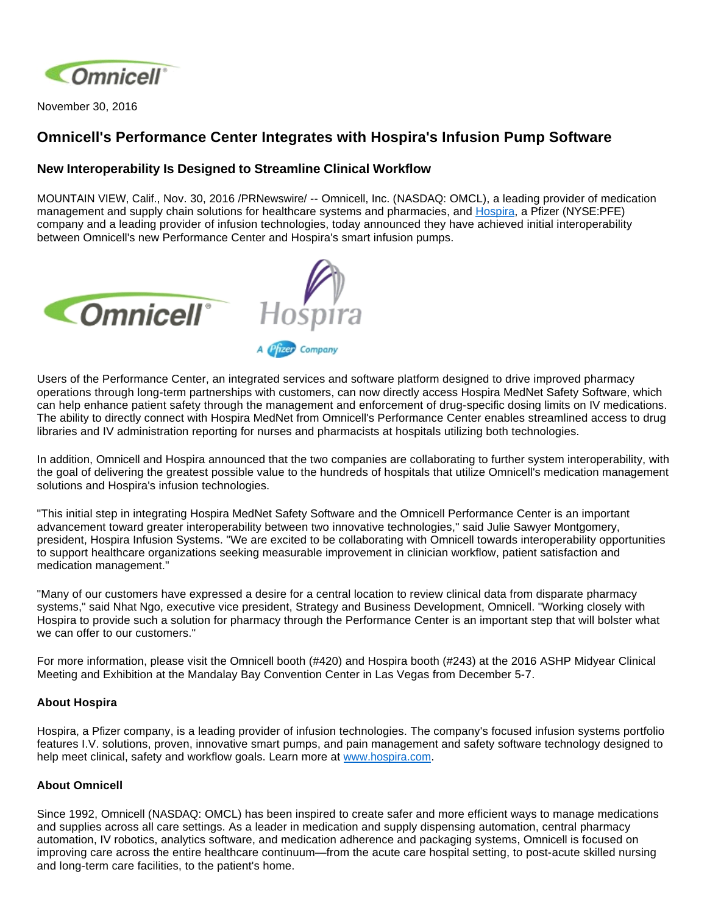November 30, 2016

# Omnicell's Performance Center Integrates with Hospira's Infusion Pump Software

## New Interoperability Is Designed to Streamline Clinical Workflow

MOUNTAIN VIEW, Calif., Nov. 30, 2016 /PRNewswire/ -- Omnicell, Inc. (NASDAQ: OMCL), a leading provider of medication management and supply chain solutions for healthcare systems and pharmacies, and Hospira, a Pfizer (NYSE:PFE) company and a leading provider of infusion technologies, today announced they have achieved initial interoperability between Omnicell's new Performance Center and Hospira's smart infusion pumps.

Users of the Performance Center, an integrated services and software platform designed to drive improved pharmacy operations through long-term partnerships with customers, can now directly access Hospira MedNet Safety Software, which can help enhance patient safety through the management and enforcement of drug-specific dosing limits on IV medications. The ability to directly connect with Hospira MedNet from Omnicell's Performance Center enables streamlined access to drug libraries and IV administration reporting for nurses and pharmacists at hospitals utilizing both technologies.

In addition, Omnicell and Hospira announced that the two companies are collaborating to further system interoperability, with the goal of delivering the greatest possible value to the hundreds of hospitals that utilize Omnicell's medication management solutions and Hospira's infusion technologies.

"This initial step in integrating Hospira MedNet Safety Software and the Omnicell Performance Center is an important advancement toward greater interoperability between two innovative technologies," said Julie Sawyer Montgomery, president, Hospira Infusion Systems. "We are excited to be collaborating with Omnicell towards interoperability opportunities to support healthcare organizations seeking measurable improvement in clinician workflow, patient satisfaction and medication management."

"Many of our customers have expressed a desire for a central location to review clinical data from disparate pharmacy systems," said Nhat Ngo, executive vice president, Strategy and Business Development, Omnicell. "Working closely with Hospira to provide such a solution for pharmacy through the Performance Center is an important step that will bolster what we can offer to our customers."

For more information, please visit the Omnicell booth (#420) and Hospira booth (#243) at the 2016 ASHP Midyear Clinical Meeting and Exhibition at the Mandalay Bay Convention Center in Las Vegas from December 5-7.

**About Hospira**

Hospira, a Pfizer company, is a leading provider of infusion technologies. The company's focused infusion systems portfolio features I.V. solutions, proven, innovative smart pumps, and pain management and safety software technology designed to help meet clinical, safety and workflow goals. Learn more at www.hospira.com.

**About Omnicell**

Since 1992, Omnicell (NASDAQ: OMCL) has been inspired to create safer and more efficient ways to manage medications and supplies across all care settings. As a leader in medication and supply dispensing automation, central pharmacy automation, IV robotics, analytics software, and medication adherence and packaging systems, Omnicell is focused on improving care across the entire healthcare continuum—from the acute care hospital setting, to post-acute skilled nursing and long-term care facilities, to the patient's home.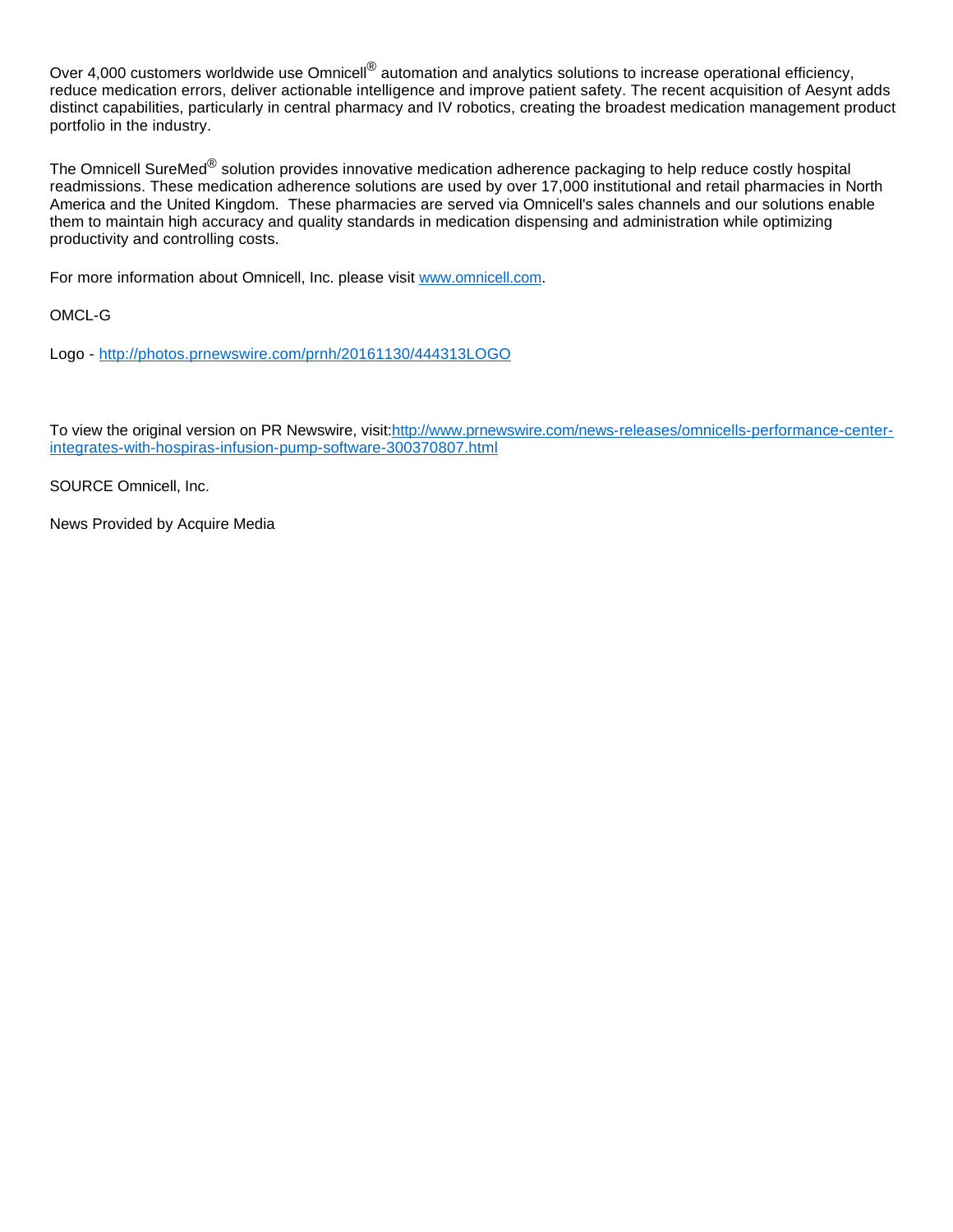Over 4,000 customers worldwide use Omnicell® automation and analytics solutions to increase operational efficiency, reduce medication errors, deliver actionable intelligence and improve patient safety. The recent acquisition of Aesynt adds distinct capabilities, particularly in central pharmacy and IV robotics, creating the broadest medication management product portfolio in the industry.

The Omnicell SureMed® solution provides innovative medication adherence packaging to help reduce costly hospital readmissions. These medication adherence solutions are used by over 17,000 institutional and retail pharmacies in North America and the United Kingdom. These pharmacies are served via Omnicell's sales channels and our solutions enable them to maintain high accuracy and quality standards in medication dispensing and administration while optimizing productivity and controlling costs.

For more information about Omnicell, Inc. please visit [www.omnicell.com](http://www.omnicell.com).

OMCL-G

Logo - [http://photos.prnewswire.com/prnh/20161130/444313LOGO](http://photos.prnewswire.com/prnh/20161130/444313LOGO)

To view the original version on PR Newswire, visit:[http://www.prnewswire.com/news-releases/omnicells-performance-center-integrates-with-hospiras-infusion-pump-software-300370807.html](http://www.prnewswire.com/news-releases/omnicells-performance-center-integrates-with-hospiras-infusion-pump-software-300370807.html)

SOURCE Omnicell, Inc.

News Provided by Acquire Media